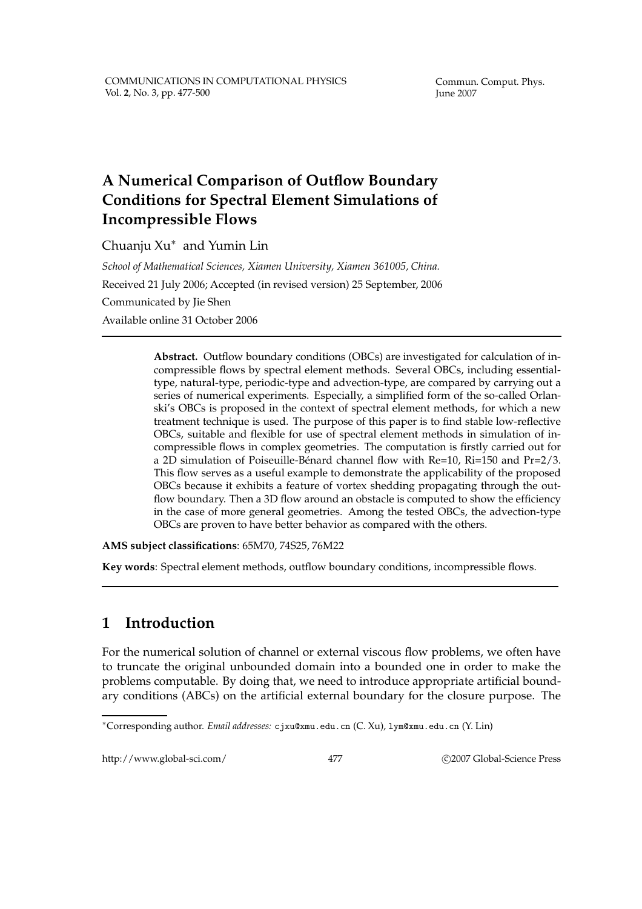# A Numerical Comparison of Outflow Boundary Conditions for Spectral Element Simulations of Incompressible Flows

Chuanju Xu[*] and Yumin Lin

*School of Mathematical Sciences, Xiamen University, Xiamen 361005, China.*

Received 21 July 2006; Accepted (in revised version) 25 September, 2006

Communicated by Jie Shen

Available online 31 October 2006

---

**Abstract.** Outflow boundary conditions (OBCs) are investigated for calculation of incompressible flows by spectral element methods. Several OBCs, including essential-type, natural-type, periodic-type and advection-type, are compared by carrying out a series of numerical experiments. Especially, a simplified form of the so-called Orlanski's OBCs is proposed in the context of spectral element methods, for which a new treatment technique is used. The purpose of this paper is to find stable low-reflective OBCs, suitable and flexible for use of spectral element methods in simulation of incompressible flows in complex geometries. The computation is firstly carried out for a 2D simulation of Poiseuille-Bénard channel flow with Re=10, Ri=150 and Pr=2/3. This flow serves as a useful example to demonstrate the applicability of the proposed OBCs because it exhibits a feature of vortex shedding propagating through the outflow boundary. Then a 3D flow around an obstacle is computed to show the efficiency in the case of more general geometries. Among the tested OBCs, the advection-type OBCs are proven to have better behavior as compared with the others.

**AMS subject classifications**: 65M70, 74S25, 76M22

**Key words**: Spectral element methods, outflow boundary conditions, incompressible flows.

---

## 1 Introduction

For the numerical solution of channel or external viscous flow problems, we often have to truncate the original unbounded domain into a bounded one in order to make the problems computable. By doing that, we need to introduce appropriate artificial boundary conditions (ABCs) on the artificial external boundary for the closure purpose. The

---

[*]Corresponding author. *Email addresses:* cjxu@xmu.edu.cn (C. Xu), lym@xmu.edu.cn (Y. Lin)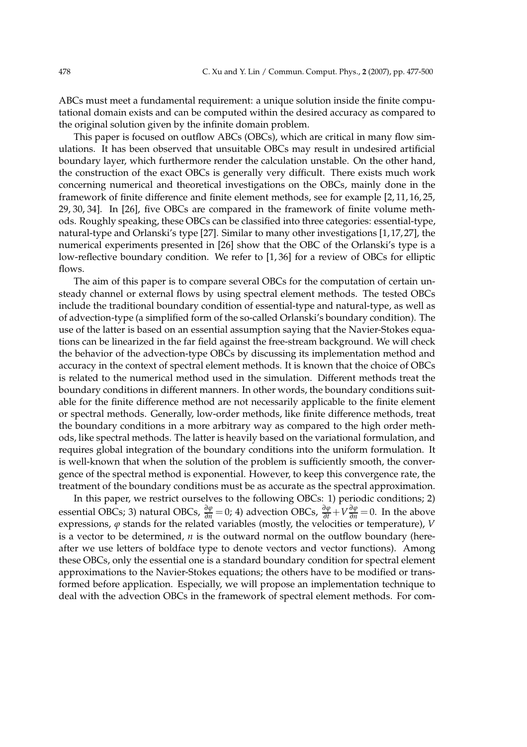ABCs must meet a fundamental requirement: a unique solution inside the finite computational domain exists and can be computed within the desired accuracy as compared to the original solution given by the infinite domain problem.

This paper is focused on outflow ABCs (OBCs), which are critical in many flow simulations. It has been observed that unsuitable OBCs may result in undesired artificial boundary layer, which furthermore render the calculation unstable. On the other hand, the construction of the exact OBCs is generally very difficult. There exists much work concerning numerical and theoretical investigations on the OBCs, mainly done in the framework of finite difference and finite element methods, see for example [2, 11, 16, 25, 29, 30, 34]. In [26], five OBCs are compared in the framework of finite volume methods. Roughly speaking, these OBCs can be classified into three categories: essential-type, natural-type and Orlanski's type [27]. Similar to many other investigations [1, 17, 27], the numerical experiments presented in [26] show that the OBC of the Orlanski's type is a low-reflective boundary condition. We refer to [1, 36] for a review of OBCs for elliptic flows.

The aim of this paper is to compare several OBCs for the computation of certain unsteady channel or external flows by using spectral element methods. The tested OBCs include the traditional boundary condition of essential-type and natural-type, as well as of advection-type (a simplified form of the so-called Orlanski's boundary condition). The use of the latter is based on an essential assumption saying that the Navier-Stokes equations can be linearized in the far field against the free-stream background. We will check the behavior of the advection-type OBCs by discussing its implementation method and accuracy in the context of spectral element methods. It is known that the choice of OBCs is related to the numerical method used in the simulation. Different methods treat the boundary conditions in different manners. In other words, the boundary conditions suitable for the finite difference method are not necessarily applicable to the finite element or spectral methods. Generally, low-order methods, like finite difference methods, treat the boundary conditions in a more arbitrary way as compared to the high order methods, like spectral methods. The latter is heavily based on the variational formulation, and requires global integration of the boundary conditions into the uniform formulation. It is well-known that when the solution of the problem is sufficiently smooth, the convergence of the spectral method is exponential. However, to keep this convergence rate, the treatment of the boundary conditions must be as accurate as the spectral approximation.

In this paper, we restrict ourselves to the following OBCs: 1) periodic conditions; 2) essential OBCs; 3) natural OBCs, $\frac{\partial \varphi}{\partial n} = 0$; 4) advection OBCs, $\frac{\partial \varphi}{\partial t} + V \frac{\partial \varphi}{\partial n} = 0$. In the above expressions, $\varphi$ stands for the related variables (mostly, the velocities or temperature), $V$ is a vector to be determined, $n$ is the outward normal on the outflow boundary (hereafter we use letters of boldface type to denote vectors and vector functions). Among these OBCs, only the essential one is a standard boundary condition for spectral element approximations to the Navier-Stokes equations; the others have to be modified or transformed before application. Especially, we will propose an implementation technique to deal with the advection OBCs in the framework of spectral element methods. For com-